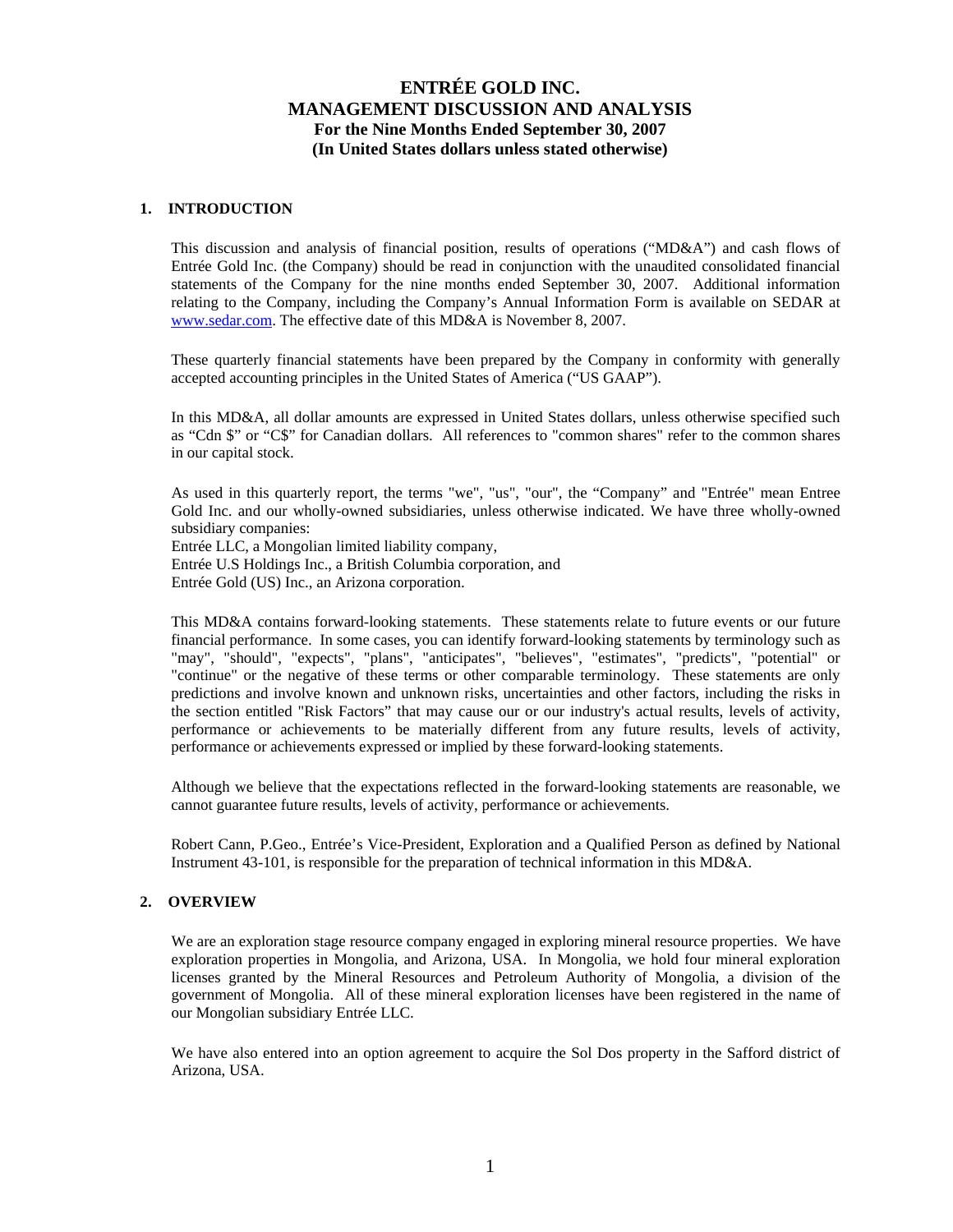# ENTRÉE GOLD INC.
# MANAGEMENT DISCUSSION AND ANALYSIS
## For the Nine Months Ended September 30, 2007
## (In United States dollars unless stated otherwise)

## 1. INTRODUCTION

This discussion and analysis of financial position, results of operations ("MD&A") and cash flows of Entrée Gold Inc. (the Company) should be read in conjunction with the unaudited consolidated financial statements of the Company for the nine months ended September 30, 2007. Additional information relating to the Company, including the Company's Annual Information Form is available on SEDAR at www.sedar.com. The effective date of this MD&A is November 8, 2007.

These quarterly financial statements have been prepared by the Company in conformity with generally accepted accounting principles in the United States of America ("US GAAP").

In this MD&A, all dollar amounts are expressed in United States dollars, unless otherwise specified such as "Cdn $" or "C$" for Canadian dollars. All references to "common shares" refer to the common shares in our capital stock.

As used in this quarterly report, the terms "we", "us", "our", the "Company" and "Entrée" mean Entree Gold Inc. and our wholly-owned subsidiaries, unless otherwise indicated. We have three wholly-owned subsidiary companies:
Entrée LLC, a Mongolian limited liability company,
Entrée U.S Holdings Inc., a British Columbia corporation, and
Entrée Gold (US) Inc., an Arizona corporation.

This MD&A contains forward-looking statements. These statements relate to future events or our future financial performance. In some cases, you can identify forward-looking statements by terminology such as "may", "should", "expects", "plans", "anticipates", "believes", "estimates", "predicts", "potential" or "continue" or the negative of these terms or other comparable terminology. These statements are only predictions and involve known and unknown risks, uncertainties and other factors, including the risks in the section entitled "Risk Factors" that may cause our or our industry's actual results, levels of activity, performance or achievements to be materially different from any future results, levels of activity, performance or achievements expressed or implied by these forward-looking statements.

Although we believe that the expectations reflected in the forward-looking statements are reasonable, we cannot guarantee future results, levels of activity, performance or achievements.

Robert Cann, P.Geo., Entrée's Vice-President, Exploration and a Qualified Person as defined by National Instrument 43-101, is responsible for the preparation of technical information in this MD&A.

## 2. OVERVIEW

We are an exploration stage resource company engaged in exploring mineral resource properties. We have exploration properties in Mongolia, and Arizona, USA. In Mongolia, we hold four mineral exploration licenses granted by the Mineral Resources and Petroleum Authority of Mongolia, a division of the government of Mongolia. All of these mineral exploration licenses have been registered in the name of our Mongolian subsidiary Entrée LLC.

We have also entered into an option agreement to acquire the Sol Dos property in the Safford district of Arizona, USA.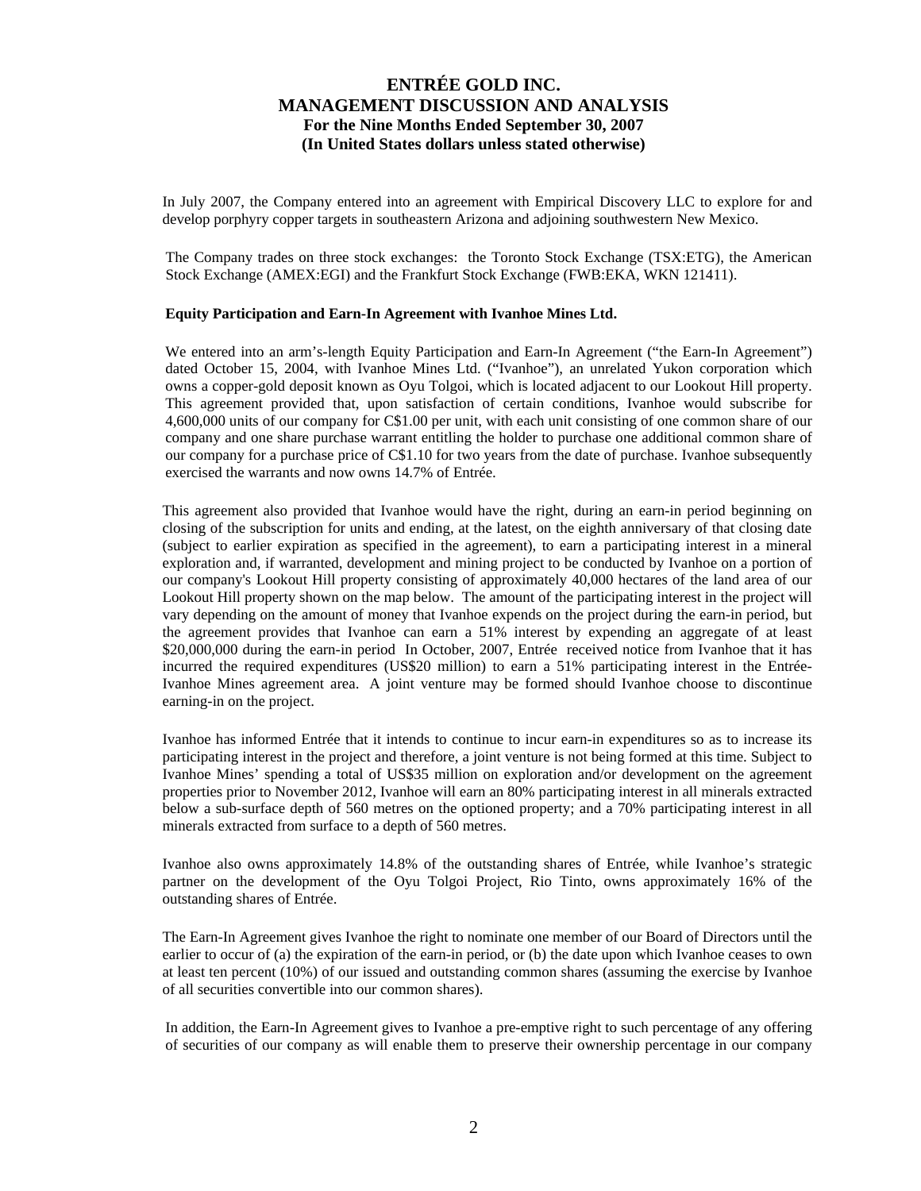In July 2007, the Company entered into an agreement with Empirical Discovery LLC to explore for and develop porphyry copper targets in southeastern Arizona and adjoining southwestern New Mexico.

The Company trades on three stock exchanges: the Toronto Stock Exchange (TSX:ETG), the American Stock Exchange (AMEX:EGI) and the Frankfurt Stock Exchange (FWB:EKA, WKN 121411).

**Equity Participation and Earn-In Agreement with Ivanhoe Mines Ltd.**

We entered into an arm's-length Equity Participation and Earn-In Agreement ("the Earn-In Agreement") dated October 15, 2004, with Ivanhoe Mines Ltd. ("Ivanhoe"), an unrelated Yukon corporation which owns a copper-gold deposit known as Oyu Tolgoi, which is located adjacent to our Lookout Hill property. This agreement provided that, upon satisfaction of certain conditions, Ivanhoe would subscribe for 4,600,000 units of our company for C$1.00 per unit, with each unit consisting of one common share of our company and one share purchase warrant entitling the holder to purchase one additional common share of our company for a purchase price of C$1.10 for two years from the date of purchase. Ivanhoe subsequently exercised the warrants and now owns 14.7% of Entrée.

This agreement also provided that Ivanhoe would have the right, during an earn-in period beginning on closing of the subscription for units and ending, at the latest, on the eighth anniversary of that closing date (subject to earlier expiration as specified in the agreement), to earn a participating interest in a mineral exploration and, if warranted, development and mining project to be conducted by Ivanhoe on a portion of our company's Lookout Hill property consisting of approximately 40,000 hectares of the land area of our Lookout Hill property shown on the map below. The amount of the participating interest in the project will vary depending on the amount of money that Ivanhoe expends on the project during the earn-in period, but the agreement provides that Ivanhoe can earn a 51% interest by expending an aggregate of at least $20,000,000 during the earn-in period In October, 2007, Entrée received notice from Ivanhoe that it has incurred the required expenditures (US$20 million) to earn a 51% participating interest in the Entrée-Ivanhoe Mines agreement area. A joint venture may be formed should Ivanhoe choose to discontinue earning-in on the project.

Ivanhoe has informed Entrée that it intends to continue to incur earn-in expenditures so as to increase its participating interest in the project and therefore, a joint venture is not being formed at this time. Subject to Ivanhoe Mines' spending a total of US$35 million on exploration and/or development on the agreement properties prior to November 2012, Ivanhoe will earn an 80% participating interest in all minerals extracted below a sub-surface depth of 560 metres on the optioned property; and a 70% participating interest in all minerals extracted from surface to a depth of 560 metres.

Ivanhoe also owns approximately 14.8% of the outstanding shares of Entrée, while Ivanhoe's strategic partner on the development of the Oyu Tolgoi Project, Rio Tinto, owns approximately 16% of the outstanding shares of Entrée.

The Earn-In Agreement gives Ivanhoe the right to nominate one member of our Board of Directors until the earlier to occur of (a) the expiration of the earn-in period, or (b) the date upon which Ivanhoe ceases to own at least ten percent (10%) of our issued and outstanding common shares (assuming the exercise by Ivanhoe of all securities convertible into our common shares).

In addition, the Earn-In Agreement gives to Ivanhoe a pre-emptive right to such percentage of any offering of securities of our company as will enable them to preserve their ownership percentage in our company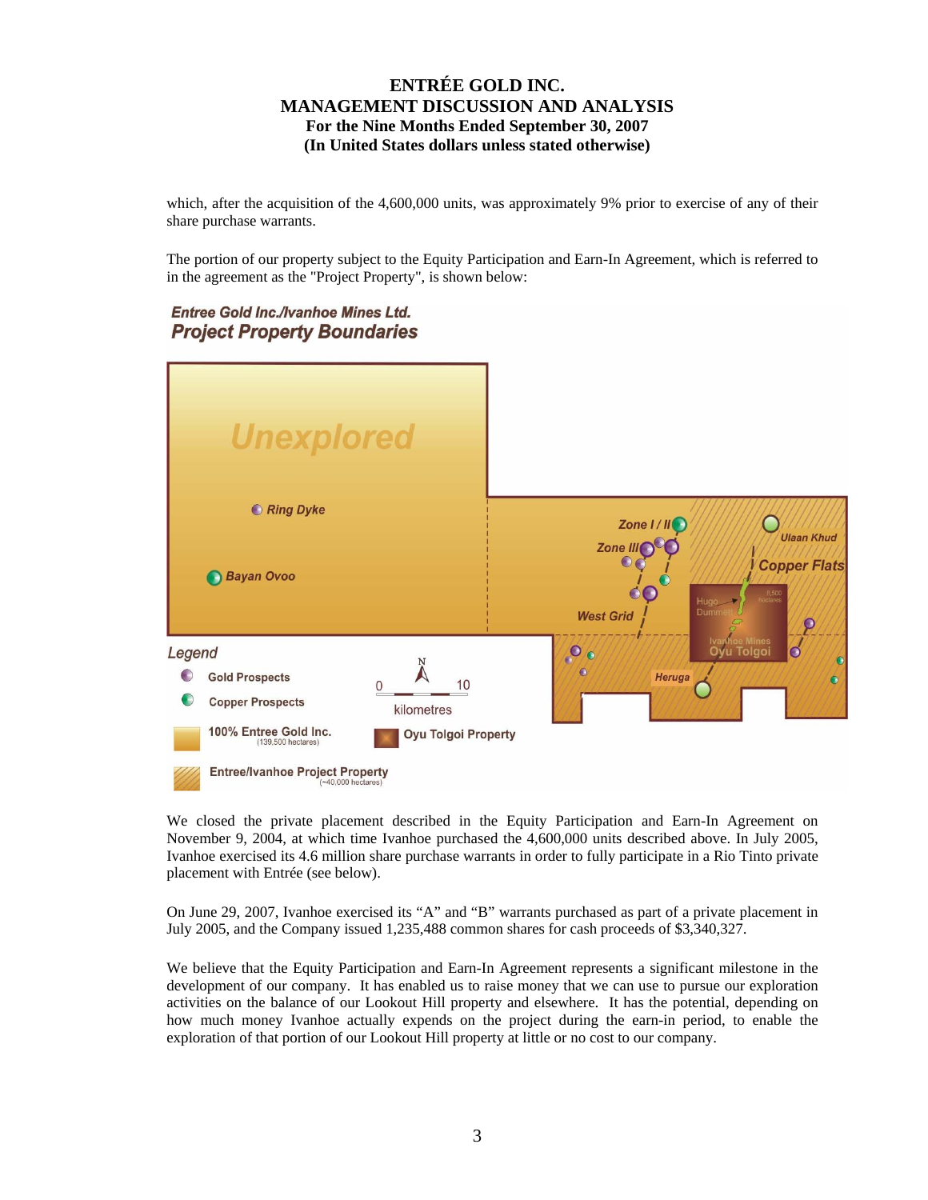which, after the acquisition of the 4,600,000 units, was approximately 9% prior to exercise of any of their share purchase warrants.

The portion of our property subject to the Equity Participation and Earn-In Agreement, which is referred to in the agreement as the "Project Property", is shown below:

**Entree Gold Inc./Ivanhoe Mines Ltd.**
**Project Property Boundaries**

Unexplored

Ring Dyke

Bayan Ovoo

Zone I / II

Zone III

West Grid

Ulaan Khud

Copper Flats

Hugo Dummett

8,500 hectares

Ivanhoe Mines Oyu Tolgoi

Heruga

Legend

Gold Prospects

Copper Prospects

100% Entree Gold Inc. (139,500 hectares)

Entree/Ivanhoe Project Property (~40,000 hectares)

N

0 10 kilometres

Oyu Tolgoi Property

We closed the private placement described in the Equity Participation and Earn-In Agreement on November 9, 2004, at which time Ivanhoe purchased the 4,600,000 units described above. In July 2005, Ivanhoe exercised its 4.6 million share purchase warrants in order to fully participate in a Rio Tinto private placement with Entrée (see below).

On June 29, 2007, Ivanhoe exercised its "A" and "B" warrants purchased as part of a private placement in July 2005, and the Company issued 1,235,488 common shares for cash proceeds of $3,340,327.

We believe that the Equity Participation and Earn-In Agreement represents a significant milestone in the development of our company. It has enabled us to raise money that we can use to pursue our exploration activities on the balance of our Lookout Hill property and elsewhere. It has the potential, depending on how much money Ivanhoe actually expends on the project during the earn-in period, to enable the exploration of that portion of our Lookout Hill property at little or no cost to our company.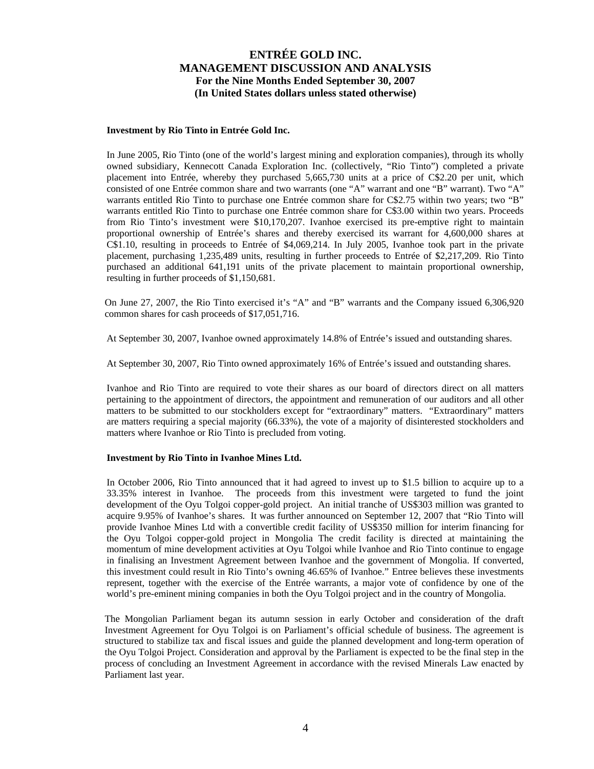**Investment by Rio Tinto in Entrée Gold Inc.**

In June 2005, Rio Tinto (one of the world's largest mining and exploration companies), through its wholly owned subsidiary, Kennecott Canada Exploration Inc. (collectively, "Rio Tinto") completed a private placement into Entrée, whereby they purchased 5,665,730 units at a price of C$2.20 per unit, which consisted of one Entrée common share and two warrants (one "A" warrant and one "B" warrant). Two "A" warrants entitled Rio Tinto to purchase one Entrée common share for C$2.75 within two years; two "B" warrants entitled Rio Tinto to purchase one Entrée common share for C$3.00 within two years. Proceeds from Rio Tinto's investment were $10,170,207. Ivanhoe exercised its pre-emptive right to maintain proportional ownership of Entrée's shares and thereby exercised its warrant for 4,600,000 shares at C$1.10, resulting in proceeds to Entrée of $4,069,214. In July 2005, Ivanhoe took part in the private placement, purchasing 1,235,489 units, resulting in further proceeds to Entrée of $2,217,209. Rio Tinto purchased an additional 641,191 units of the private placement to maintain proportional ownership, resulting in further proceeds of $1,150,681.

On June 27, 2007, the Rio Tinto exercised it's "A" and "B" warrants and the Company issued 6,306,920 common shares for cash proceeds of $17,051,716.

At September 30, 2007, Ivanhoe owned approximately 14.8% of Entrée's issued and outstanding shares.

At September 30, 2007, Rio Tinto owned approximately 16% of Entrée's issued and outstanding shares.

Ivanhoe and Rio Tinto are required to vote their shares as our board of directors direct on all matters pertaining to the appointment of directors, the appointment and remuneration of our auditors and all other matters to be submitted to our stockholders except for "extraordinary" matters. "Extraordinary" matters are matters requiring a special majority (66.33%), the vote of a majority of disinterested stockholders and matters where Ivanhoe or Rio Tinto is precluded from voting.

**Investment by Rio Tinto in Ivanhoe Mines Ltd.**

In October 2006, Rio Tinto announced that it had agreed to invest up to $1.5 billion to acquire up to a 33.35% interest in Ivanhoe. The proceeds from this investment were targeted to fund the joint development of the Oyu Tolgoi copper-gold project. An initial tranche of US$303 million was granted to acquire 9.95% of Ivanhoe's shares. It was further announced on September 12, 2007 that "Rio Tinto will provide Ivanhoe Mines Ltd with a convertible credit facility of US$350 million for interim financing for the Oyu Tolgoi copper-gold project in Mongolia The credit facility is directed at maintaining the momentum of mine development activities at Oyu Tolgoi while Ivanhoe and Rio Tinto continue to engage in finalising an Investment Agreement between Ivanhoe and the government of Mongolia. If converted, this investment could result in Rio Tinto's owning 46.65% of Ivanhoe." Entree believes these investments represent, together with the exercise of the Entrée warrants, a major vote of confidence by one of the world's pre-eminent mining companies in both the Oyu Tolgoi project and in the country of Mongolia.

The Mongolian Parliament began its autumn session in early October and consideration of the draft Investment Agreement for Oyu Tolgoi is on Parliament's official schedule of business. The agreement is structured to stabilize tax and fiscal issues and guide the planned development and long-term operation of the Oyu Tolgoi Project. Consideration and approval by the Parliament is expected to be the final step in the process of concluding an Investment Agreement in accordance with the revised Minerals Law enacted by Parliament last year.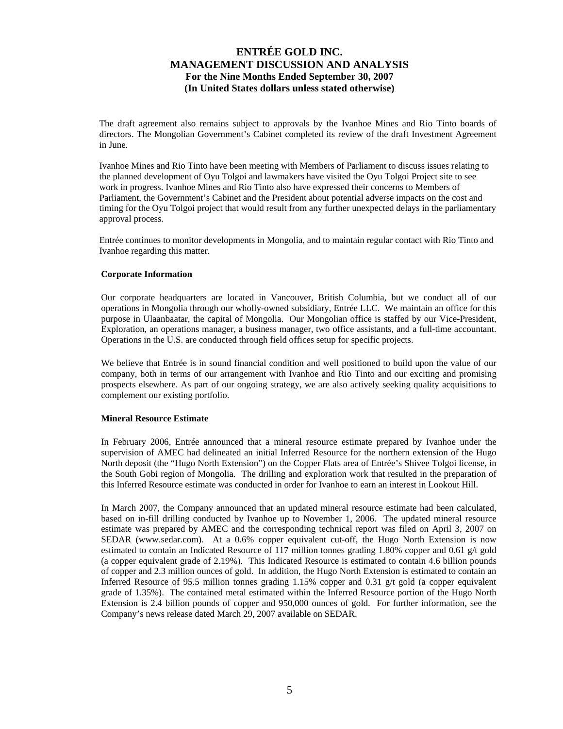The draft agreement also remains subject to approvals by the Ivanhoe Mines and Rio Tinto boards of directors. The Mongolian Government's Cabinet completed its review of the draft Investment Agreement in June.

Ivanhoe Mines and Rio Tinto have been meeting with Members of Parliament to discuss issues relating to the planned development of Oyu Tolgoi and lawmakers have visited the Oyu Tolgoi Project site to see work in progress. Ivanhoe Mines and Rio Tinto also have expressed their concerns to Members of Parliament, the Government's Cabinet and the President about potential adverse impacts on the cost and timing for the Oyu Tolgoi project that would result from any further unexpected delays in the parliamentary approval process.

Entrée continues to monitor developments in Mongolia, and to maintain regular contact with Rio Tinto and Ivanhoe regarding this matter.

**Corporate Information**

Our corporate headquarters are located in Vancouver, British Columbia, but we conduct all of our operations in Mongolia through our wholly-owned subsidiary, Entrée LLC. We maintain an office for this purpose in Ulaanbaatar, the capital of Mongolia. Our Mongolian office is staffed by our Vice-President, Exploration, an operations manager, a business manager, two office assistants, and a full-time accountant. Operations in the U.S. are conducted through field offices setup for specific projects.

We believe that Entrée is in sound financial condition and well positioned to build upon the value of our company, both in terms of our arrangement with Ivanhoe and Rio Tinto and our exciting and promising prospects elsewhere. As part of our ongoing strategy, we are also actively seeking quality acquisitions to complement our existing portfolio.

**Mineral Resource Estimate**

In February 2006, Entrée announced that a mineral resource estimate prepared by Ivanhoe under the supervision of AMEC had delineated an initial Inferred Resource for the northern extension of the Hugo North deposit (the "Hugo North Extension") on the Copper Flats area of Entrée's Shivee Tolgoi license, in the South Gobi region of Mongolia. The drilling and exploration work that resulted in the preparation of this Inferred Resource estimate was conducted in order for Ivanhoe to earn an interest in Lookout Hill.

In March 2007, the Company announced that an updated mineral resource estimate had been calculated, based on in-fill drilling conducted by Ivanhoe up to November 1, 2006. The updated mineral resource estimate was prepared by AMEC and the corresponding technical report was filed on April 3, 2007 on SEDAR (www.sedar.com). At a 0.6% copper equivalent cut-off, the Hugo North Extension is now estimated to contain an Indicated Resource of 117 million tonnes grading 1.80% copper and 0.61 g/t gold (a copper equivalent grade of 2.19%). This Indicated Resource is estimated to contain 4.6 billion pounds of copper and 2.3 million ounces of gold. In addition, the Hugo North Extension is estimated to contain an Inferred Resource of 95.5 million tonnes grading 1.15% copper and 0.31 g/t gold (a copper equivalent grade of 1.35%). The contained metal estimated within the Inferred Resource portion of the Hugo North Extension is 2.4 billion pounds of copper and 950,000 ounces of gold. For further information, see the Company's news release dated March 29, 2007 available on SEDAR.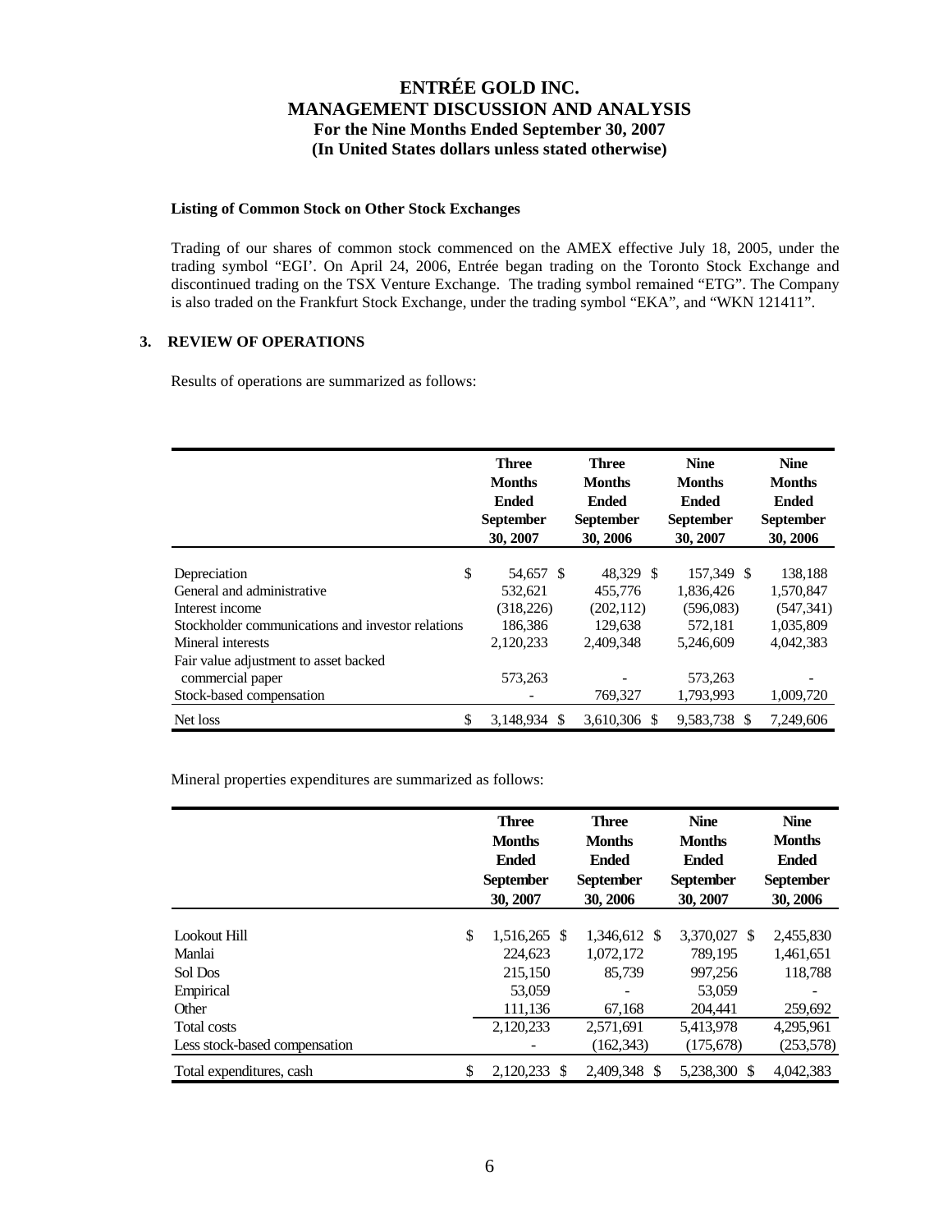#### Listing of Common Stock on Other Stock Exchanges

Trading of our shares of common stock commenced on the AMEX effective July 18, 2005, under the trading symbol "EGI'. On April 24, 2006, Entrée began trading on the Toronto Stock Exchange and discontinued trading on the TSX Venture Exchange. The trading symbol remained "ETG". The Company is also traded on the Frankfurt Stock Exchange, under the trading symbol "EKA", and "WKN 121411".

## 3. REVIEW OF OPERATIONS

Results of operations are summarized as follows:

| | Three Months Ended September 30, 2007 | Three Months Ended September 30, 2006 | Nine Months Ended September 30, 2007 | Nine Months Ended September 30, 2006 |
|---|---|---|---|---|
| Depreciation | $ 54,657 | $ 48,329 | $ 157,349 | $ 138,188 |
| General and administrative | 532,621 | 455,776 | 1,836,426 | 1,570,847 |
| Interest income | (318,226) | (202,112) | (596,083) | (547,341) |
| Stockholder communications and investor relations | 186,386 | 129,638 | 572,181 | 1,035,809 |
| Mineral interests | 2,120,233 | 2,409,348 | 5,246,609 | 4,042,383 |
| Fair value adjustment to asset backed commercial paper | 573,263 | - | 573,263 | - |
| Stock-based compensation | - | 769,327 | 1,793,993 | 1,009,720 |
| Net loss | $ 3,148,934 | $ 3,610,306 | $ 9,583,738 | $ 7,249,606 |

Mineral properties expenditures are summarized as follows:

| | Three Months Ended September 30, 2007 | Three Months Ended September 30, 2006 | Nine Months Ended September 30, 2007 | Nine Months Ended September 30, 2006 |
|---|---|---|---|---|
| Lookout Hill | $ 1,516,265 | $ 1,346,612 | $ 3,370,027 | $ 2,455,830 |
| Manlai | 224,623 | 1,072,172 | 789,195 | 1,461,651 |
| Sol Dos | 215,150 | 85,739 | 997,256 | 118,788 |
| Empirical | 53,059 | - | 53,059 | - |
| Other | 111,136 | 67,168 | 204,441 | 259,692 |
| Total costs | 2,120,233 | 2,571,691 | 5,413,978 | 4,295,961 |
| Less stock-based compensation | - | (162,343) | (175,678) | (253,578) |
| Total expenditures, cash | $ 2,120,233 | $ 2,409,348 | $ 5,238,300 | $ 4,042,383 |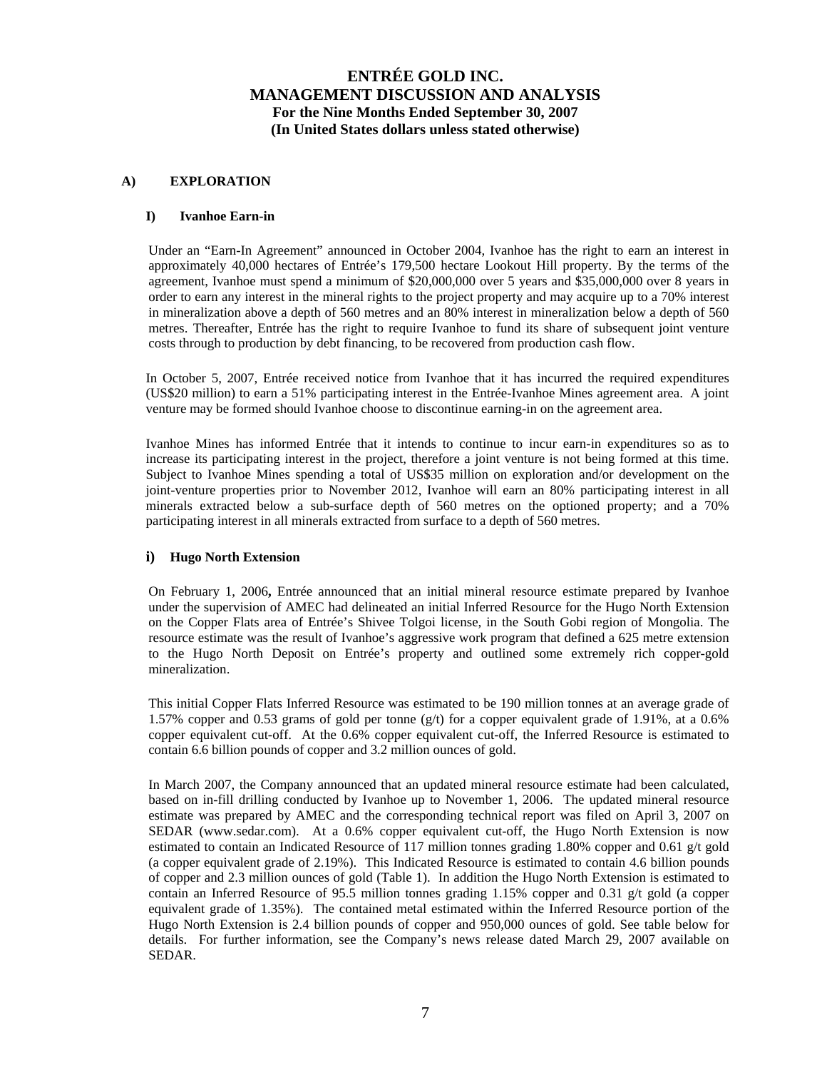# ENTRÉE GOLD INC.
# MANAGEMENT DISCUSSION AND ANALYSIS
## For the Nine Months Ended September 30, 2007
## (In United States dollars unless stated otherwise)

## A) EXPLORATION

### I) Ivanhoe Earn-in

Under an "Earn-In Agreement" announced in October 2004, Ivanhoe has the right to earn an interest in approximately 40,000 hectares of Entrée's 179,500 hectare Lookout Hill property. By the terms of the agreement, Ivanhoe must spend a minimum of $20,000,000 over 5 years and $35,000,000 over 8 years in order to earn any interest in the mineral rights to the project property and may acquire up to a 70% interest in mineralization above a depth of 560 metres and an 80% interest in mineralization below a depth of 560 metres. Thereafter, Entrée has the right to require Ivanhoe to fund its share of subsequent joint venture costs through to production by debt financing, to be recovered from production cash flow.

In October 5, 2007, Entrée received notice from Ivanhoe that it has incurred the required expenditures (US$20 million) to earn a 51% participating interest in the Entrée-Ivanhoe Mines agreement area. A joint venture may be formed should Ivanhoe choose to discontinue earning-in on the agreement area.

Ivanhoe Mines has informed Entrée that it intends to continue to incur earn-in expenditures so as to increase its participating interest in the project, therefore a joint venture is not being formed at this time. Subject to Ivanhoe Mines spending a total of US$35 million on exploration and/or development on the joint-venture properties prior to November 2012, Ivanhoe will earn an 80% participating interest in all minerals extracted below a sub-surface depth of 560 metres on the optioned property; and a 70% participating interest in all minerals extracted from surface to a depth of 560 metres.

### i) Hugo North Extension

On February 1, 2006**,** Entrée announced that an initial mineral resource estimate prepared by Ivanhoe under the supervision of AMEC had delineated an initial Inferred Resource for the Hugo North Extension on the Copper Flats area of Entrée's Shivee Tolgoi license, in the South Gobi region of Mongolia. The resource estimate was the result of Ivanhoe's aggressive work program that defined a 625 metre extension to the Hugo North Deposit on Entrée's property and outlined some extremely rich copper-gold mineralization.

This initial Copper Flats Inferred Resource was estimated to be 190 million tonnes at an average grade of 1.57% copper and 0.53 grams of gold per tonne (g/t) for a copper equivalent grade of 1.91%, at a 0.6% copper equivalent cut-off. At the 0.6% copper equivalent cut-off, the Inferred Resource is estimated to contain 6.6 billion pounds of copper and 3.2 million ounces of gold.

In March 2007, the Company announced that an updated mineral resource estimate had been calculated, based on in-fill drilling conducted by Ivanhoe up to November 1, 2006. The updated mineral resource estimate was prepared by AMEC and the corresponding technical report was filed on April 3, 2007 on SEDAR (www.sedar.com). At a 0.6% copper equivalent cut-off, the Hugo North Extension is now estimated to contain an Indicated Resource of 117 million tonnes grading 1.80% copper and 0.61 g/t gold (a copper equivalent grade of 2.19%). This Indicated Resource is estimated to contain 4.6 billion pounds of copper and 2.3 million ounces of gold (Table 1). In addition the Hugo North Extension is estimated to contain an Inferred Resource of 95.5 million tonnes grading 1.15% copper and 0.31 g/t gold (a copper equivalent grade of 1.35%). The contained metal estimated within the Inferred Resource portion of the Hugo North Extension is 2.4 billion pounds of copper and 950,000 ounces of gold. See table below for details. For further information, see the Company's news release dated March 29, 2007 available on SEDAR.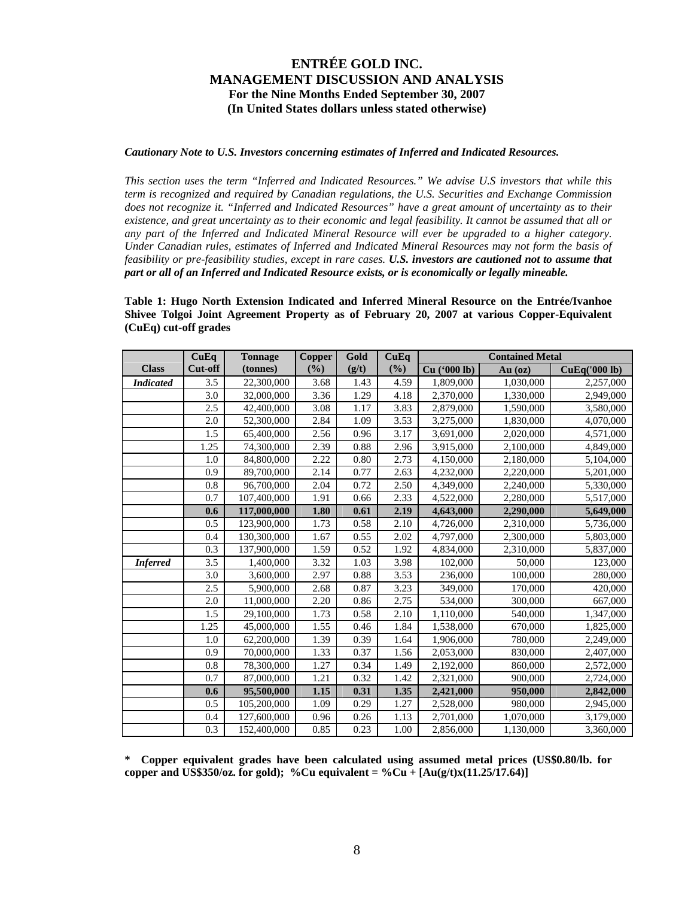# ENTRÉE GOLD INC.

## MANAGEMENT DISCUSSION AND ANALYSIS

### For the Nine Months Ended September 30, 2007

### (In United States dollars unless stated otherwise)

***Cautionary Note to U.S. Investors concerning estimates of Inferred and Indicated Resources.***

*This section uses the term "Inferred and Indicated Resources." We advise U.S investors that while this term is recognized and required by Canadian regulations, the U.S. Securities and Exchange Commission does not recognize it. "Inferred and Indicated Resources" have a great amount of uncertainty as to their existence, and great uncertainty as to their economic and legal feasibility. It cannot be assumed that all or any part of the Inferred and Indicated Mineral Resource will ever be upgraded to a higher category. Under Canadian rules, estimates of Inferred and Indicated Mineral Resources may not form the basis of feasibility or pre-feasibility studies, except in rare cases.* ***U.S. investors are cautioned not to assume that part or all of an Inferred and Indicated Resource exists, or is economically or legally mineable.***

**Table 1: Hugo North Extension Indicated and Inferred Mineral Resource on the Entrée/Ivanhoe Shivee Tolgoi Joint Agreement Property as of February 20, 2007 at various Copper-Equivalent (CuEq) cut-off grades**

| Class | CuEq Cut-off | Tonnage (tonnes) | Copper (%) | Gold (g/t) | CuEq (%) | Contained Metal | | |
|---|---|---|---|---|---|---|---|---|
| | | | | | | Cu ('000 lb) | Au (oz) | CuEq('000 lb) |
| ***Indicated*** | 3.5 | 22,300,000 | 3.68 | 1.43 | 4.59 | 1,809,000 | 1,030,000 | 2,257,000 |
| | 3.0 | 32,000,000 | 3.36 | 1.29 | 4.18 | 2,370,000 | 1,330,000 | 2,949,000 |
| | 2.5 | 42,400,000 | 3.08 | 1.17 | 3.83 | 2,879,000 | 1,590,000 | 3,580,000 |
| | 2.0 | 52,300,000 | 2.84 | 1.09 | 3.53 | 3,275,000 | 1,830,000 | 4,070,000 |
| | 1.5 | 65,400,000 | 2.56 | 0.96 | 3.17 | 3,691,000 | 2,020,000 | 4,571,000 |
| | 1.25 | 74,300,000 | 2.39 | 0.88 | 2.96 | 3,915,000 | 2,100,000 | 4,849,000 |
| | 1.0 | 84,800,000 | 2.22 | 0.80 | 2.73 | 4,150,000 | 2,180,000 | 5,104,000 |
| | 0.9 | 89,700,000 | 2.14 | 0.77 | 2.63 | 4,232,000 | 2,220,000 | 5,201,000 |
| | 0.8 | 96,700,000 | 2.04 | 0.72 | 2.50 | 4,349,000 | 2,240,000 | 5,330,000 |
| | 0.7 | 107,400,000 | 1.91 | 0.66 | 2.33 | 4,522,000 | 2,280,000 | 5,517,000 |
| | **0.6** | **117,000,000** | **1.80** | **0.61** | **2.19** | **4,643,000** | **2,290,000** | **5,649,000** |
| | 0.5 | 123,900,000 | 1.73 | 0.58 | 2.10 | 4,726,000 | 2,310,000 | 5,736,000 |
| | 0.4 | 130,300,000 | 1.67 | 0.55 | 2.02 | 4,797,000 | 2,300,000 | 5,803,000 |
| | 0.3 | 137,900,000 | 1.59 | 0.52 | 1.92 | 4,834,000 | 2,310,000 | 5,837,000 |
| ***Inferred*** | 3.5 | 1,400,000 | 3.32 | 1.03 | 3.98 | 102,000 | 50,000 | 123,000 |
| | 3.0 | 3,600,000 | 2.97 | 0.88 | 3.53 | 236,000 | 100,000 | 280,000 |
| | 2.5 | 5,900,000 | 2.68 | 0.87 | 3.23 | 349,000 | 170,000 | 420,000 |
| | 2.0 | 11,000,000 | 2.20 | 0.86 | 2.75 | 534,000 | 300,000 | 667,000 |
| | 1.5 | 29,100,000 | 1.73 | 0.58 | 2.10 | 1,110,000 | 540,000 | 1,347,000 |
| | 1.25 | 45,000,000 | 1.55 | 0.46 | 1.84 | 1,538,000 | 670,000 | 1,825,000 |
| | 1.0 | 62,200,000 | 1.39 | 0.39 | 1.64 | 1,906,000 | 780,000 | 2,249,000 |
| | 0.9 | 70,000,000 | 1.33 | 0.37 | 1.56 | 2,053,000 | 830,000 | 2,407,000 |
| | 0.8 | 78,300,000 | 1.27 | 0.34 | 1.49 | 2,192,000 | 860,000 | 2,572,000 |
| | 0.7 | 87,000,000 | 1.21 | 0.32 | 1.42 | 2,321,000 | 900,000 | 2,724,000 |
| | **0.6** | **95,500,000** | **1.15** | **0.31** | **1.35** | **2,421,000** | **950,000** | **2,842,000** |
| | 0.5 | 105,200,000 | 1.09 | 0.29 | 1.27 | 2,528,000 | 980,000 | 2,945,000 |
| | 0.4 | 127,600,000 | 0.96 | 0.26 | 1.13 | 2,701,000 | 1,070,000 | 3,179,000 |
| | 0.3 | 152,400,000 | 0.85 | 0.23 | 1.00 | 2,856,000 | 1,130,000 | 3,360,000 |

**\* Copper equivalent grades have been calculated using assumed metal prices (US$0.80/lb. for copper and US$350/oz. for gold); %Cu equivalent = %Cu + [Au(g/t)x(11.25/17.64)]**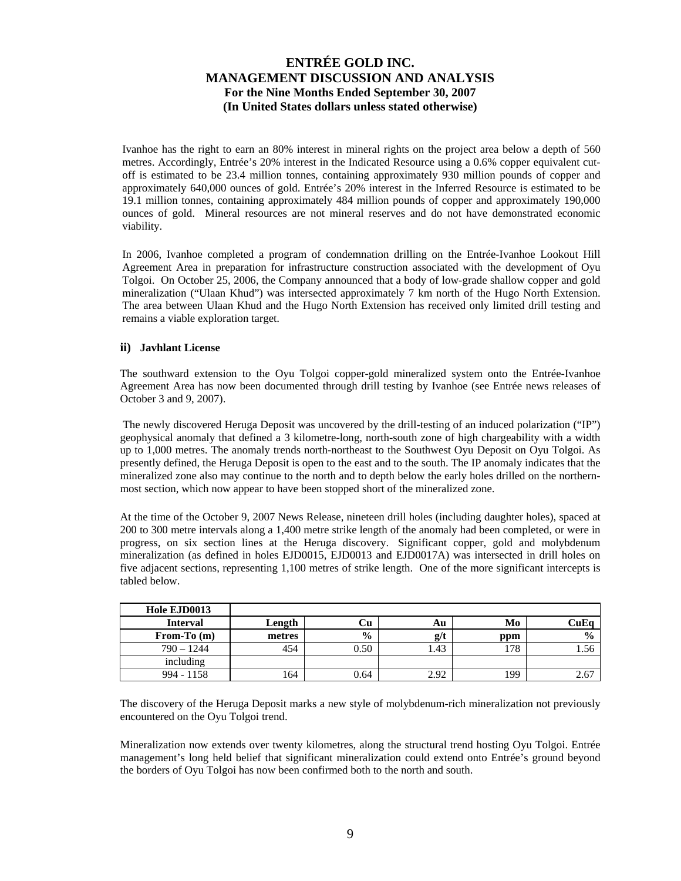Ivanhoe has the right to earn an 80% interest in mineral rights on the project area below a depth of 560 metres. Accordingly, Entrée's 20% interest in the Indicated Resource using a 0.6% copper equivalent cut-off is estimated to be 23.4 million tonnes, containing approximately 930 million pounds of copper and approximately 640,000 ounces of gold. Entrée's 20% interest in the Inferred Resource is estimated to be 19.1 million tonnes, containing approximately 484 million pounds of copper and approximately 190,000 ounces of gold. Mineral resources are not mineral reserves and do not have demonstrated economic viability.

In 2006, Ivanhoe completed a program of condemnation drilling on the Entrée-Ivanhoe Lookout Hill Agreement Area in preparation for infrastructure construction associated with the development of Oyu Tolgoi. On October 25, 2006, the Company announced that a body of low-grade shallow copper and gold mineralization ("Ulaan Khud") was intersected approximately 7 km north of the Hugo North Extension. The area between Ulaan Khud and the Hugo North Extension has received only limited drill testing and remains a viable exploration target.

### ii) Javhlant License

The southward extension to the Oyu Tolgoi copper-gold mineralized system onto the Entrée-Ivanhoe Agreement Area has now been documented through drill testing by Ivanhoe (see Entrée news releases of October 3 and 9, 2007).

The newly discovered Heruga Deposit was uncovered by the drill-testing of an induced polarization ("IP") geophysical anomaly that defined a 3 kilometre-long, north-south zone of high chargeability with a width up to 1,000 metres. The anomaly trends north-northeast to the Southwest Oyu Deposit on Oyu Tolgoi. As presently defined, the Heruga Deposit is open to the east and to the south. The IP anomaly indicates that the mineralized zone also may continue to the north and to depth below the early holes drilled on the northern-most section, which now appear to have been stopped short of the mineralized zone.

At the time of the October 9, 2007 News Release, nineteen drill holes (including daughter holes), spaced at 200 to 300 metre intervals along a 1,400 metre strike length of the anomaly had been completed, or were in progress, on six section lines at the Heruga discovery. Significant copper, gold and molybdenum mineralization (as defined in holes EJD0015, EJD0013 and EJD0017A) was intersected in drill holes on five adjacent sections, representing 1,100 metres of strike length. One of the more significant intercepts is tabled below.

| Hole EJD0013 | | | | | |
|---|---|---|---|---|---|
| **Interval** | **Length** | **Cu** | **Au** | **Mo** | **CuEq** |
| **From-To (m)** | **metres** | **%** | **g/t** | **ppm** | **%** |
| 790 – 1244 | 454 | 0.50 | 1.43 | 178 | 1.56 |
| including | | | | | |
| 994 - 1158 | 164 | 0.64 | 2.92 | 199 | 2.67 |

The discovery of the Heruga Deposit marks a new style of molybdenum-rich mineralization not previously encountered on the Oyu Tolgoi trend.

Mineralization now extends over twenty kilometres, along the structural trend hosting Oyu Tolgoi. Entrée management's long held belief that significant mineralization could extend onto Entrée's ground beyond the borders of Oyu Tolgoi has now been confirmed both to the north and south.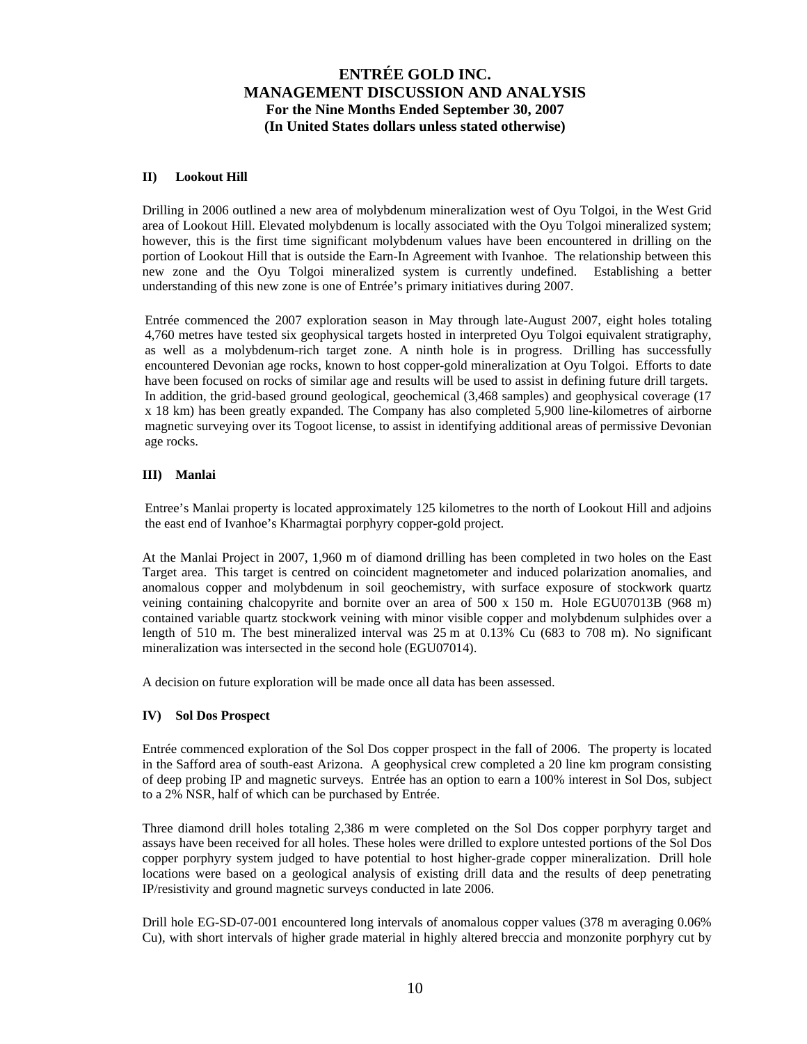### II) Lookout Hill

Drilling in 2006 outlined a new area of molybdenum mineralization west of Oyu Tolgoi, in the West Grid area of Lookout Hill. Elevated molybdenum is locally associated with the Oyu Tolgoi mineralized system; however, this is the first time significant molybdenum values have been encountered in drilling on the portion of Lookout Hill that is outside the Earn-In Agreement with Ivanhoe. The relationship between this new zone and the Oyu Tolgoi mineralized system is currently undefined. Establishing a better understanding of this new zone is one of Entrée's primary initiatives during 2007.

Entrée commenced the 2007 exploration season in May through late-August 2007, eight holes totaling 4,760 metres have tested six geophysical targets hosted in interpreted Oyu Tolgoi equivalent stratigraphy, as well as a molybdenum-rich target zone. A ninth hole is in progress. Drilling has successfully encountered Devonian age rocks, known to host copper-gold mineralization at Oyu Tolgoi. Efforts to date have been focused on rocks of similar age and results will be used to assist in defining future drill targets. In addition, the grid-based ground geological, geochemical (3,468 samples) and geophysical coverage (17 x 18 km) has been greatly expanded. The Company has also completed 5,900 line-kilometres of airborne magnetic surveying over its Togoot license, to assist in identifying additional areas of permissive Devonian age rocks.

### III) Manlai

Entree's Manlai property is located approximately 125 kilometres to the north of Lookout Hill and adjoins the east end of Ivanhoe's Kharmagtai porphyry copper-gold project.

At the Manlai Project in 2007, 1,960 m of diamond drilling has been completed in two holes on the East Target area. This target is centred on coincident magnetometer and induced polarization anomalies, and anomalous copper and molybdenum in soil geochemistry, with surface exposure of stockwork quartz veining containing chalcopyrite and bornite over an area of 500 x 150 m. Hole EGU07013B (968 m) contained variable quartz stockwork veining with minor visible copper and molybdenum sulphides over a length of 510 m. The best mineralized interval was 25 m at 0.13% Cu (683 to 708 m). No significant mineralization was intersected in the second hole (EGU07014).

A decision on future exploration will be made once all data has been assessed.

### IV) Sol Dos Prospect

Entrée commenced exploration of the Sol Dos copper prospect in the fall of 2006. The property is located in the Safford area of south-east Arizona. A geophysical crew completed a 20 line km program consisting of deep probing IP and magnetic surveys. Entrée has an option to earn a 100% interest in Sol Dos, subject to a 2% NSR, half of which can be purchased by Entrée.

Three diamond drill holes totaling 2,386 m were completed on the Sol Dos copper porphyry target and assays have been received for all holes. These holes were drilled to explore untested portions of the Sol Dos copper porphyry system judged to have potential to host higher-grade copper mineralization. Drill hole locations were based on a geological analysis of existing drill data and the results of deep penetrating IP/resistivity and ground magnetic surveys conducted in late 2006.

Drill hole EG-SD-07-001 encountered long intervals of anomalous copper values (378 m averaging 0.06% Cu), with short intervals of higher grade material in highly altered breccia and monzonite porphyry cut by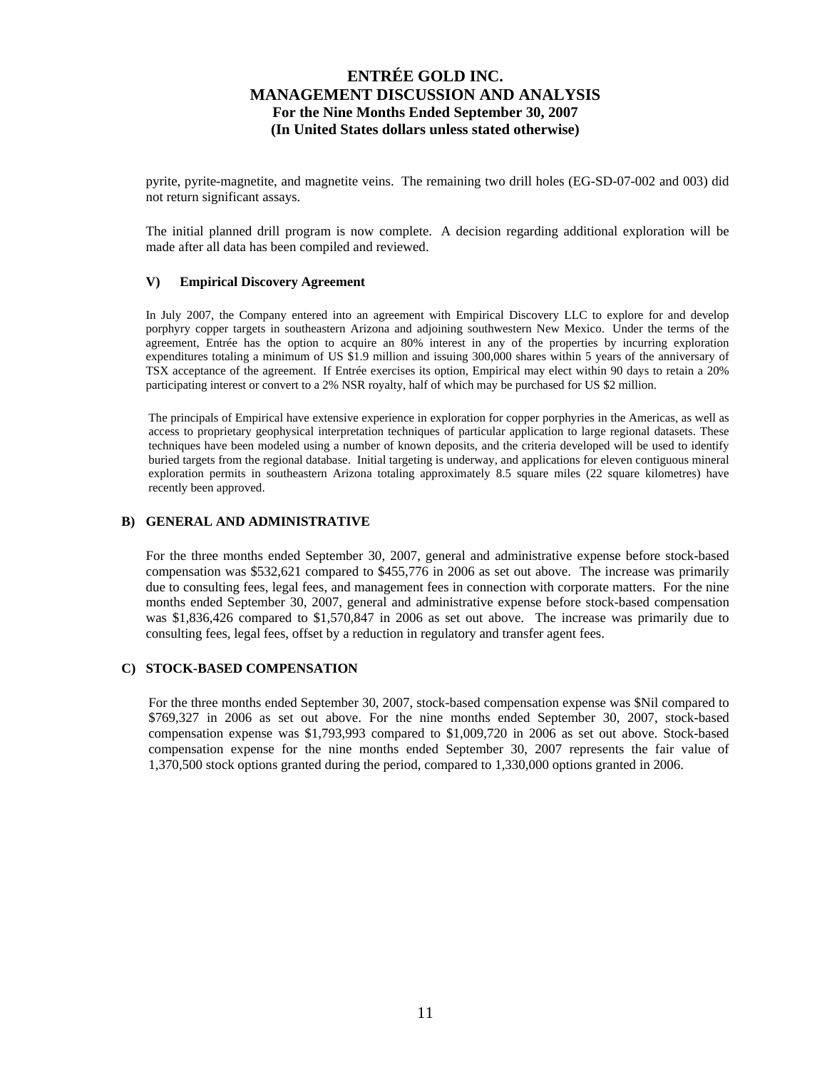pyrite, pyrite-magnetite, and magnetite veins. The remaining two drill holes (EG-SD-07-002 and 003) did not return significant assays.

The initial planned drill program is now complete. A decision regarding additional exploration will be made after all data has been compiled and reviewed.

### V) Empirical Discovery Agreement

In July 2007, the Company entered into an agreement with Empirical Discovery LLC to explore for and develop porphyry copper targets in southeastern Arizona and adjoining southwestern New Mexico. Under the terms of the agreement, Entrée has the option to acquire an 80% interest in any of the properties by incurring exploration expenditures totaling a minimum of US $1.9 million and issuing 300,000 shares within 5 years of the anniversary of TSX acceptance of the agreement. If Entrée exercises its option, Empirical may elect within 90 days to retain a 20% participating interest or convert to a 2% NSR royalty, half of which may be purchased for US $2 million.

The principals of Empirical have extensive experience in exploration for copper porphyries in the Americas, as well as access to proprietary geophysical interpretation techniques of particular application to large regional datasets. These techniques have been modeled using a number of known deposits, and the criteria developed will be used to identify buried targets from the regional database. Initial targeting is underway, and applications for eleven contiguous mineral exploration permits in southeastern Arizona totaling approximately 8.5 square miles (22 square kilometres) have recently been approved.

## B) GENERAL AND ADMINISTRATIVE

For the three months ended September 30, 2007, general and administrative expense before stock-based compensation was $532,621 compared to $455,776 in 2006 as set out above. The increase was primarily due to consulting fees, legal fees, and management fees in connection with corporate matters. For the nine months ended September 30, 2007, general and administrative expense before stock-based compensation was $1,836,426 compared to $1,570,847 in 2006 as set out above. The increase was primarily due to consulting fees, legal fees, offset by a reduction in regulatory and transfer agent fees.

## C) STOCK-BASED COMPENSATION

For the three months ended September 30, 2007, stock-based compensation expense was $Nil compared to $769,327 in 2006 as set out above. For the nine months ended September 30, 2007, stock-based compensation expense was $1,793,993 compared to $1,009,720 in 2006 as set out above. Stock-based compensation expense for the nine months ended September 30, 2007 represents the fair value of 1,370,500 stock options granted during the period, compared to 1,330,000 options granted in 2006.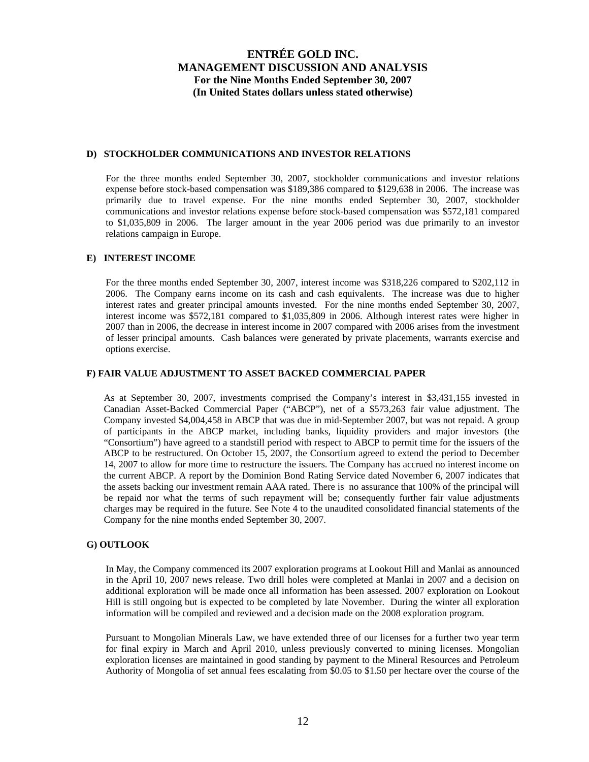#### D) STOCKHOLDER COMMUNICATIONS AND INVESTOR RELATIONS

For the three months ended September 30, 2007, stockholder communications and investor relations expense before stock-based compensation was $189,386 compared to $129,638 in 2006. The increase was primarily due to travel expense. For the nine months ended September 30, 2007, stockholder communications and investor relations expense before stock-based compensation was $572,181 compared to $1,035,809 in 2006. The larger amount in the year 2006 period was due primarily to an investor relations campaign in Europe.

#### E) INTEREST INCOME

For the three months ended September 30, 2007, interest income was $318,226 compared to $202,112 in 2006. The Company earns income on its cash and cash equivalents. The increase was due to higher interest rates and greater principal amounts invested. For the nine months ended September 30, 2007, interest income was $572,181 compared to $1,035,809 in 2006. Although interest rates were higher in 2007 than in 2006, the decrease in interest income in 2007 compared with 2006 arises from the investment of lesser principal amounts. Cash balances were generated by private placements, warrants exercise and options exercise.

#### F) FAIR VALUE ADJUSTMENT TO ASSET BACKED COMMERCIAL PAPER

As at September 30, 2007, investments comprised the Company's interest in $3,431,155 invested in Canadian Asset-Backed Commercial Paper ("ABCP"), net of a $573,263 fair value adjustment. The Company invested $4,004,458 in ABCP that was due in mid-September 2007, but was not repaid. A group of participants in the ABCP market, including banks, liquidity providers and major investors (the "Consortium") have agreed to a standstill period with respect to ABCP to permit time for the issuers of the ABCP to be restructured. On October 15, 2007, the Consortium agreed to extend the period to December 14, 2007 to allow for more time to restructure the issuers. The Company has accrued no interest income on the current ABCP. A report by the Dominion Bond Rating Service dated November 6, 2007 indicates that the assets backing our investment remain AAA rated. There is no assurance that 100% of the principal will be repaid nor what the terms of such repayment will be; consequently further fair value adjustments charges may be required in the future. See Note 4 to the unaudited consolidated financial statements of the Company for the nine months ended September 30, 2007.

#### G) OUTLOOK

In May, the Company commenced its 2007 exploration programs at Lookout Hill and Manlai as announced in the April 10, 2007 news release. Two drill holes were completed at Manlai in 2007 and a decision on additional exploration will be made once all information has been assessed. 2007 exploration on Lookout Hill is still ongoing but is expected to be completed by late November. During the winter all exploration information will be compiled and reviewed and a decision made on the 2008 exploration program.

Pursuant to Mongolian Minerals Law, we have extended three of our licenses for a further two year term for final expiry in March and April 2010, unless previously converted to mining licenses. Mongolian exploration licenses are maintained in good standing by payment to the Mineral Resources and Petroleum Authority of Mongolia of set annual fees escalating from $0.05 to $1.50 per hectare over the course of the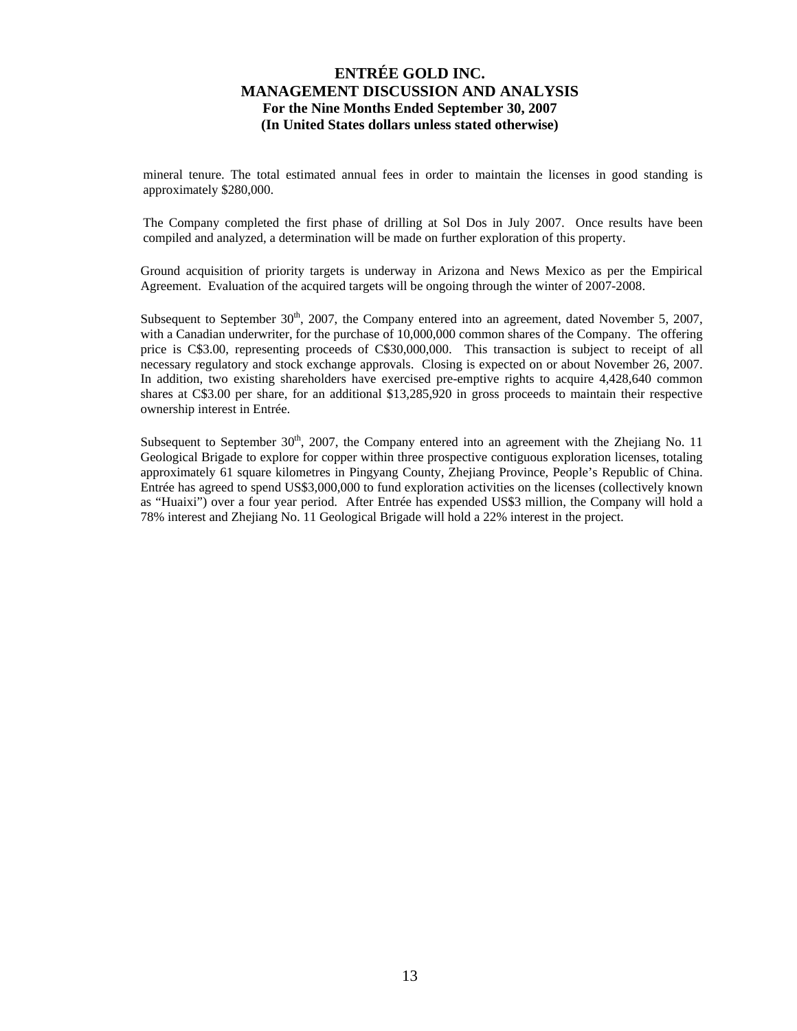mineral tenure. The total estimated annual fees in order to maintain the licenses in good standing is approximately $280,000.

The Company completed the first phase of drilling at Sol Dos in July 2007. Once results have been compiled and analyzed, a determination will be made on further exploration of this property.

Ground acquisition of priority targets is underway in Arizona and News Mexico as per the Empirical Agreement. Evaluation of the acquired targets will be ongoing through the winter of 2007-2008.

Subsequent to September 30th, 2007, the Company entered into an agreement, dated November 5, 2007, with a Canadian underwriter, for the purchase of 10,000,000 common shares of the Company. The offering price is C$3.00, representing proceeds of C$30,000,000. This transaction is subject to receipt of all necessary regulatory and stock exchange approvals. Closing is expected on or about November 26, 2007. In addition, two existing shareholders have exercised pre-emptive rights to acquire 4,428,640 common shares at C$3.00 per share, for an additional $13,285,920 in gross proceeds to maintain their respective ownership interest in Entrée.

Subsequent to September 30th, 2007, the Company entered into an agreement with the Zhejiang No. 11 Geological Brigade to explore for copper within three prospective contiguous exploration licenses, totaling approximately 61 square kilometres in Pingyang County, Zhejiang Province, People's Republic of China. Entrée has agreed to spend US$3,000,000 to fund exploration activities on the licenses (collectively known as "Huaixi") over a four year period. After Entrée has expended US$3 million, the Company will hold a 78% interest and Zhejiang No. 11 Geological Brigade will hold a 22% interest in the project.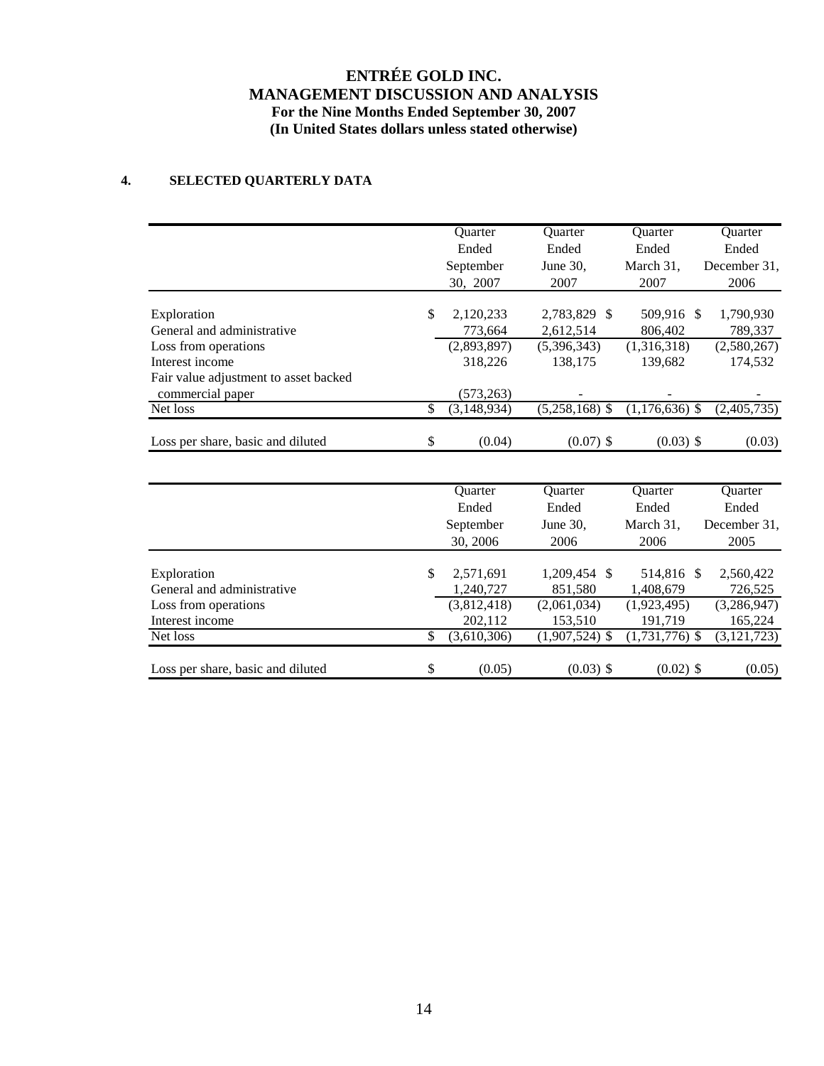# ENTRÉE GOLD INC.
## MANAGEMENT DISCUSSION AND ANALYSIS
### For the Nine Months Ended September 30, 2007
### (In United States dollars unless stated otherwise)

## 4. SELECTED QUARTERLY DATA

| | Quarter Ended September 30, 2007 | Quarter Ended June 30, 2007 | Quarter Ended March 31, 2007 | Quarter Ended December 31, 2006 |
|---|---|---|---|---|
| Exploration | $ 2,120,233 | 2,783,829 $ | 509,916 $ | 1,790,930 |
| General and administrative | 773,664 | 2,612,514 | 806,402 | 789,337 |
| Loss from operations | (2,893,897) | (5,396,343) | (1,316,318) | (2,580,267) |
| Interest income | 318,226 | 138,175 | 139,682 | 174,532 |
| Fair value adjustment to asset backed commercial paper | (573,263) | - | - | - |
| Net loss | $ (3,148,934) | (5,258,168) $ | (1,176,636) $ | (2,405,735) |
| Loss per share, basic and diluted | $ (0.04) | (0.07) $ | (0.03) $ | (0.03) |

| | Quarter Ended September 30, 2006 | Quarter Ended June 30, 2006 | Quarter Ended March 31, 2006 | Quarter Ended December 31, 2005 |
|---|---|---|---|---|
| Exploration | $ 2,571,691 | 1,209,454 $ | 514,816 $ | 2,560,422 |
| General and administrative | 1,240,727 | 851,580 | 1,408,679 | 726,525 |
| Loss from operations | (3,812,418) | (2,061,034) | (1,923,495) | (3,286,947) |
| Interest income | 202,112 | 153,510 | 191,719 | 165,224 |
| Net loss | $ (3,610,306) | (1,907,524) $ | (1,731,776) $ | (3,121,723) |
| Loss per share, basic and diluted | $ (0.05) | (0.03) $ | (0.02) $ | (0.05) |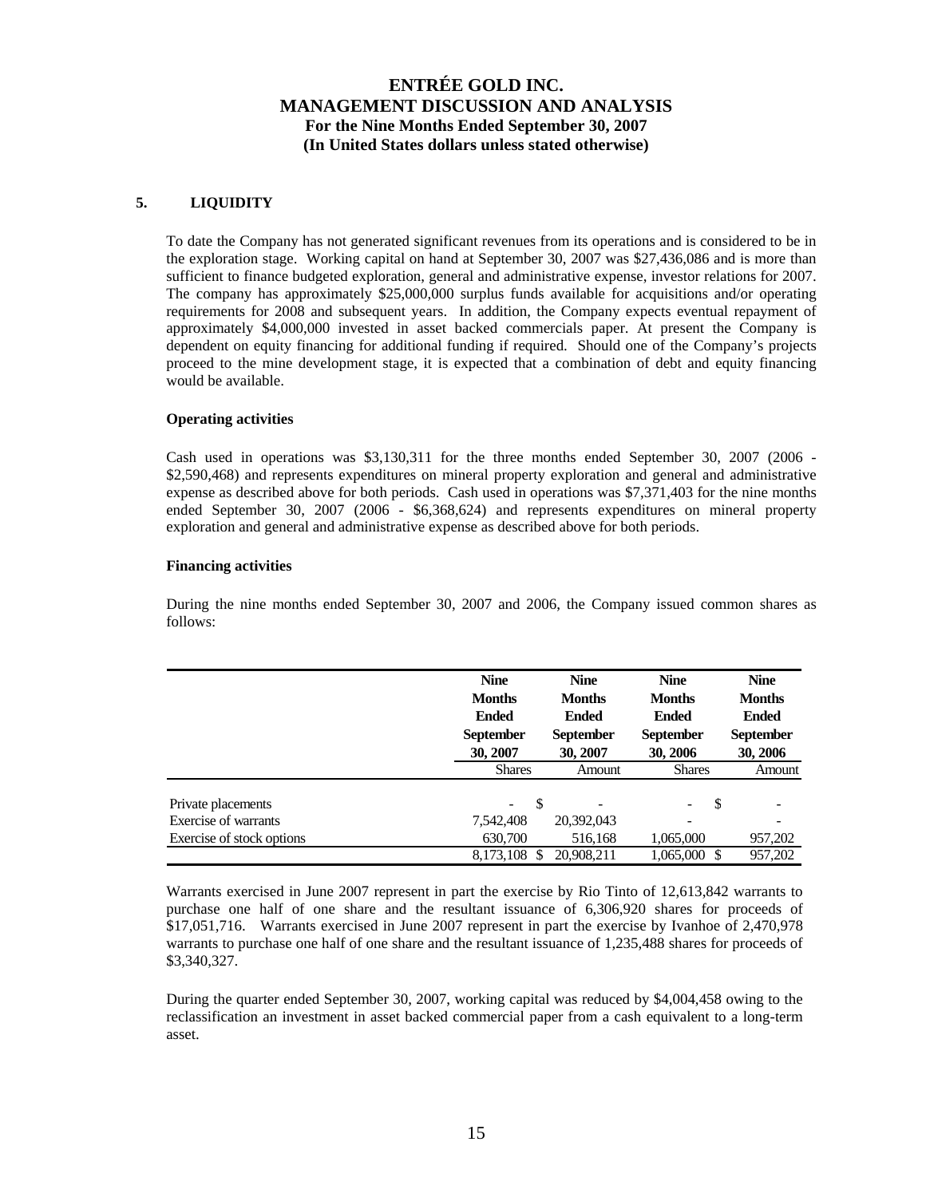## 5. LIQUIDITY

To date the Company has not generated significant revenues from its operations and is considered to be in the exploration stage. Working capital on hand at September 30, 2007 was $27,436,086 and is more than sufficient to finance budgeted exploration, general and administrative expense, investor relations for 2007. The company has approximately $25,000,000 surplus funds available for acquisitions and/or operating requirements for 2008 and subsequent years. In addition, the Company expects eventual repayment of approximately $4,000,000 invested in asset backed commercials paper. At present the Company is dependent on equity financing for additional funding if required. Should one of the Company's projects proceed to the mine development stage, it is expected that a combination of debt and equity financing would be available.

### Operating activities

Cash used in operations was $3,130,311 for the three months ended September 30, 2007 (2006 - $2,590,468) and represents expenditures on mineral property exploration and general and administrative expense as described above for both periods. Cash used in operations was $7,371,403 for the nine months ended September 30, 2007 (2006 - $6,368,624) and represents expenditures on mineral property exploration and general and administrative expense as described above for both periods.

### Financing activities

During the nine months ended September 30, 2007 and 2006, the Company issued common shares as follows:

| | Nine Months Ended September 30, 2007 | Nine Months Ended September 30, 2007 | Nine Months Ended September 30, 2006 | Nine Months Ended September 30, 2006 |
|---|---|---|---|---|
| | Shares | Amount | Shares | Amount |
| Private placements | - | $ - | - | $ - |
| Exercise of warrants | 7,542,408 | 20,392,043 | - | - |
| Exercise of stock options | 630,700 | 516,168 | 1,065,000 | 957,202 |
| | 8,173,108 | $ 20,908,211 | 1,065,000 | $ 957,202 |

Warrants exercised in June 2007 represent in part the exercise by Rio Tinto of 12,613,842 warrants to purchase one half of one share and the resultant issuance of 6,306,920 shares for proceeds of $17,051,716. Warrants exercised in June 2007 represent in part the exercise by Ivanhoe of 2,470,978 warrants to purchase one half of one share and the resultant issuance of 1,235,488 shares for proceeds of $3,340,327.

During the quarter ended September 30, 2007, working capital was reduced by $4,004,458 owing to the reclassification an investment in asset backed commercial paper from a cash equivalent to a long-term asset.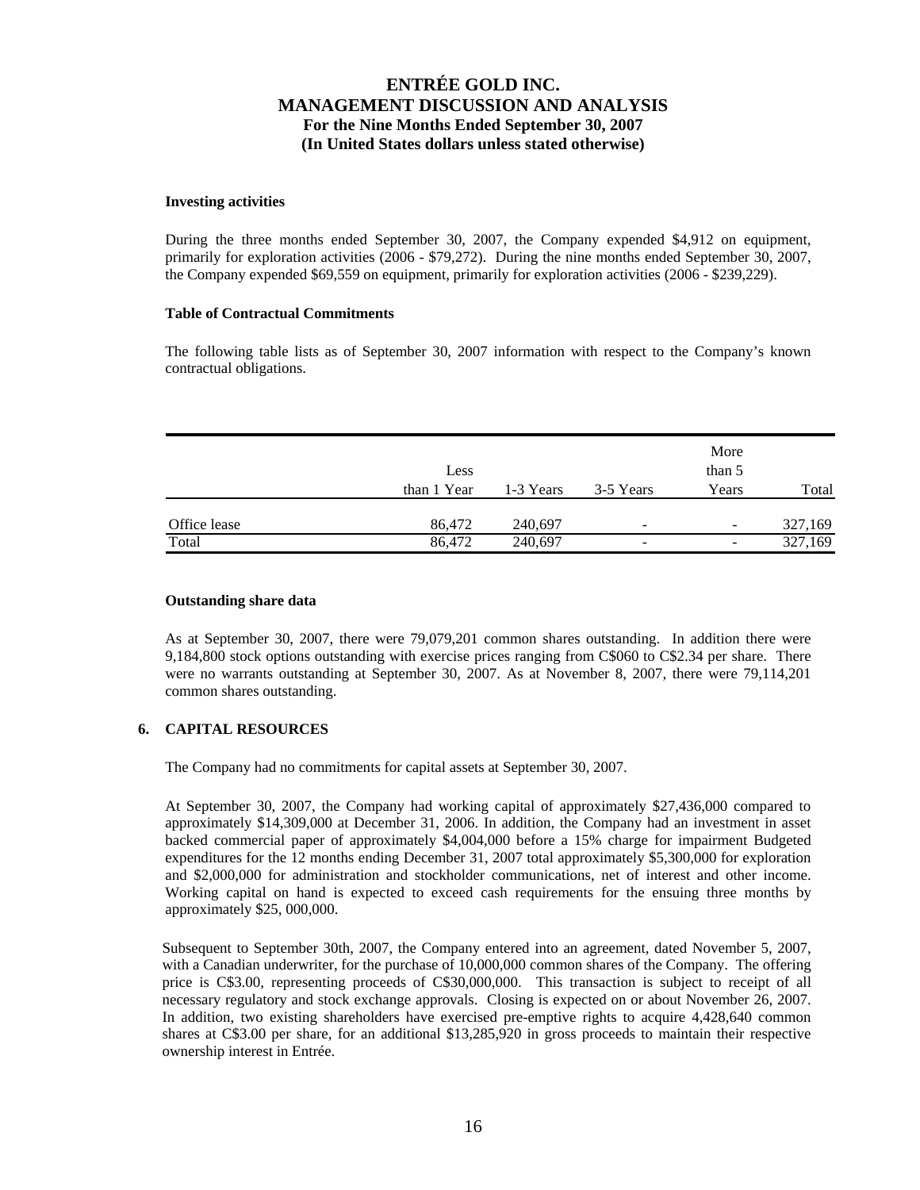**Investing activities**

During the three months ended September 30, 2007, the Company expended $4,912 on equipment, primarily for exploration activities (2006 - $79,272). During the nine months ended September 30, 2007, the Company expended $69,559 on equipment, primarily for exploration activities (2006 - $239,229).

**Table of Contractual Commitments**

The following table lists as of September 30, 2007 information with respect to the Company's known contractual obligations.

| | Less than 1 Year | 1-3 Years | 3-5 Years | More than 5 Years | Total |
|---|---|---|---|---|---|
| Office lease | 86,472 | 240,697 | - | - | 327,169 |
| Total | 86,472 | 240,697 | - | - | 327,169 |

**Outstanding share data**

As at September 30, 2007, there were 79,079,201 common shares outstanding. In addition there were 9,184,800 stock options outstanding with exercise prices ranging from C$060 to C$2.34 per share. There were no warrants outstanding at September 30, 2007. As at November 8, 2007, there were 79,114,201 common shares outstanding.

## 6. CAPITAL RESOURCES

The Company had no commitments for capital assets at September 30, 2007.

At September 30, 2007, the Company had working capital of approximately $27,436,000 compared to approximately $14,309,000 at December 31, 2006. In addition, the Company had an investment in asset backed commercial paper of approximately $4,004,000 before a 15% charge for impairment Budgeted expenditures for the 12 months ending December 31, 2007 total approximately $5,300,000 for exploration and $2,000,000 for administration and stockholder communications, net of interest and other income. Working capital on hand is expected to exceed cash requirements for the ensuing three months by approximately $25, 000,000.

Subsequent to September 30th, 2007, the Company entered into an agreement, dated November 5, 2007, with a Canadian underwriter, for the purchase of 10,000,000 common shares of the Company. The offering price is C$3.00, representing proceeds of C$30,000,000. This transaction is subject to receipt of all necessary regulatory and stock exchange approvals. Closing is expected on or about November 26, 2007. In addition, two existing shareholders have exercised pre-emptive rights to acquire 4,428,640 common shares at C$3.00 per share, for an additional $13,285,920 in gross proceeds to maintain their respective ownership interest in Entrée.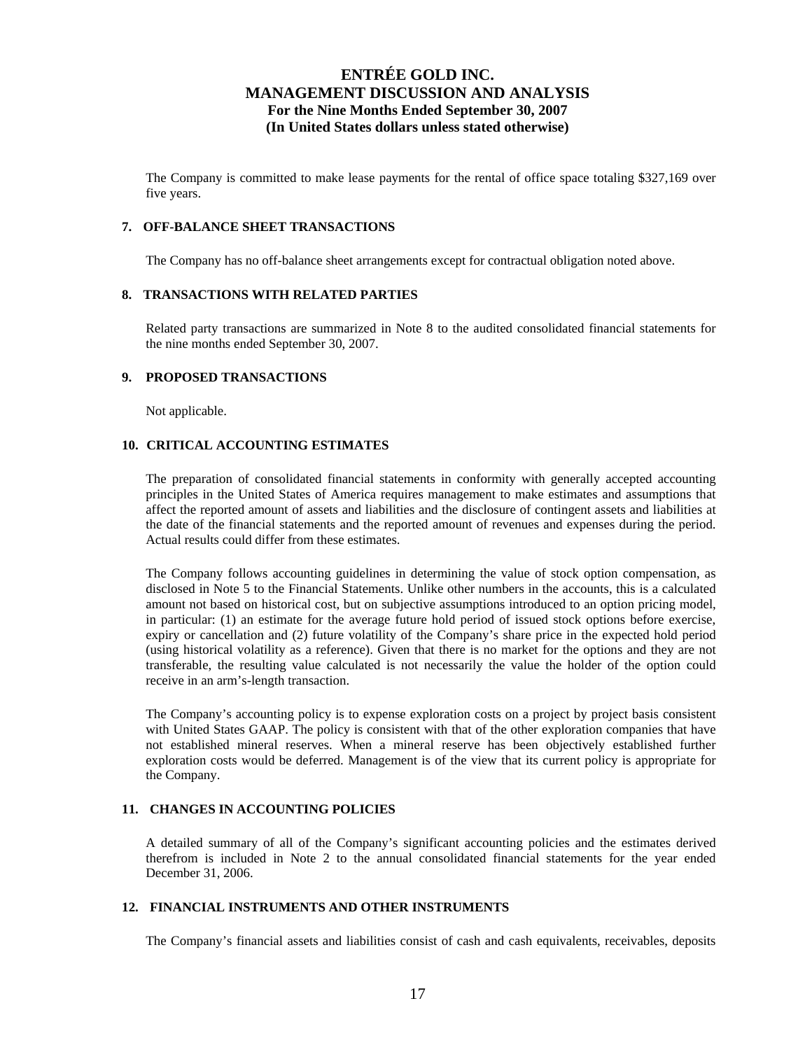The Company is committed to make lease payments for the rental of office space totaling $327,169 over five years.

## 7. OFF-BALANCE SHEET TRANSACTIONS

The Company has no off-balance sheet arrangements except for contractual obligation noted above.

## 8. TRANSACTIONS WITH RELATED PARTIES

Related party transactions are summarized in Note 8 to the audited consolidated financial statements for the nine months ended September 30, 2007.

## 9. PROPOSED TRANSACTIONS

Not applicable.

## 10. CRITICAL ACCOUNTING ESTIMATES

The preparation of consolidated financial statements in conformity with generally accepted accounting principles in the United States of America requires management to make estimates and assumptions that affect the reported amount of assets and liabilities and the disclosure of contingent assets and liabilities at the date of the financial statements and the reported amount of revenues and expenses during the period. Actual results could differ from these estimates.

The Company follows accounting guidelines in determining the value of stock option compensation, as disclosed in Note 5 to the Financial Statements. Unlike other numbers in the accounts, this is a calculated amount not based on historical cost, but on subjective assumptions introduced to an option pricing model, in particular: (1) an estimate for the average future hold period of issued stock options before exercise, expiry or cancellation and (2) future volatility of the Company's share price in the expected hold period (using historical volatility as a reference). Given that there is no market for the options and they are not transferable, the resulting value calculated is not necessarily the value the holder of the option could receive in an arm's-length transaction.

The Company's accounting policy is to expense exploration costs on a project by project basis consistent with United States GAAP. The policy is consistent with that of the other exploration companies that have not established mineral reserves. When a mineral reserve has been objectively established further exploration costs would be deferred. Management is of the view that its current policy is appropriate for the Company.

## 11. CHANGES IN ACCOUNTING POLICIES

A detailed summary of all of the Company's significant accounting policies and the estimates derived therefrom is included in Note 2 to the annual consolidated financial statements for the year ended December 31, 2006.

## 12. FINANCIAL INSTRUMENTS AND OTHER INSTRUMENTS

The Company's financial assets and liabilities consist of cash and cash equivalents, receivables, deposits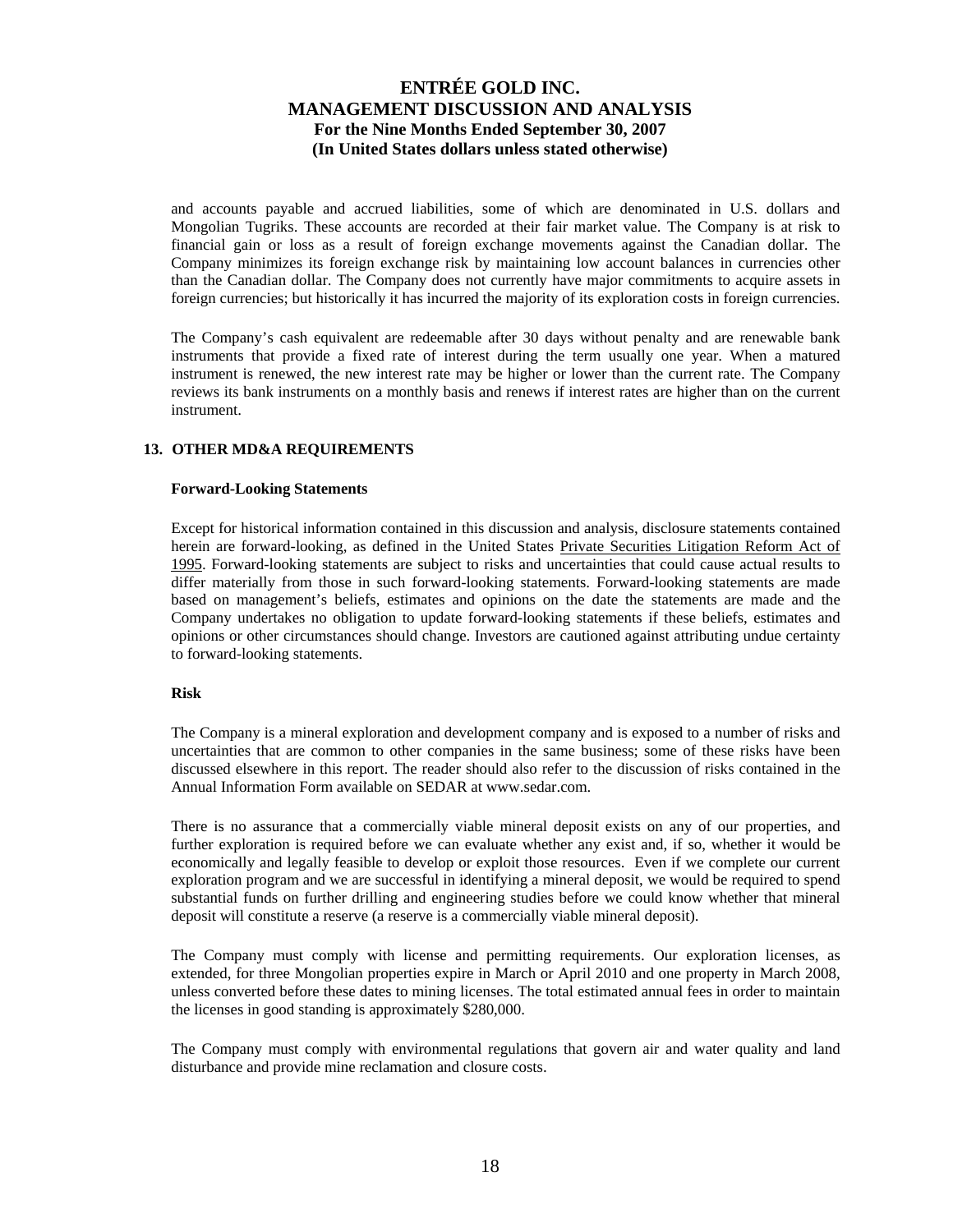and accounts payable and accrued liabilities, some of which are denominated in U.S. dollars and Mongolian Tugriks. These accounts are recorded at their fair market value. The Company is at risk to financial gain or loss as a result of foreign exchange movements against the Canadian dollar. The Company minimizes its foreign exchange risk by maintaining low account balances in currencies other than the Canadian dollar. The Company does not currently have major commitments to acquire assets in foreign currencies; but historically it has incurred the majority of its exploration costs in foreign currencies.

The Company's cash equivalent are redeemable after 30 days without penalty and are renewable bank instruments that provide a fixed rate of interest during the term usually one year. When a matured instrument is renewed, the new interest rate may be higher or lower than the current rate. The Company reviews its bank instruments on a monthly basis and renews if interest rates are higher than on the current instrument.

## 13. OTHER MD&A REQUIREMENTS

### Forward-Looking Statements

Except for historical information contained in this discussion and analysis, disclosure statements contained herein are forward-looking, as defined in the United States Private Securities Litigation Reform Act of 1995. Forward-looking statements are subject to risks and uncertainties that could cause actual results to differ materially from those in such forward-looking statements. Forward-looking statements are made based on management's beliefs, estimates and opinions on the date the statements are made and the Company undertakes no obligation to update forward-looking statements if these beliefs, estimates and opinions or other circumstances should change. Investors are cautioned against attributing undue certainty to forward-looking statements.

### Risk

The Company is a mineral exploration and development company and is exposed to a number of risks and uncertainties that are common to other companies in the same business; some of these risks have been discussed elsewhere in this report. The reader should also refer to the discussion of risks contained in the Annual Information Form available on SEDAR at www.sedar.com.

There is no assurance that a commercially viable mineral deposit exists on any of our properties, and further exploration is required before we can evaluate whether any exist and, if so, whether it would be economically and legally feasible to develop or exploit those resources. Even if we complete our current exploration program and we are successful in identifying a mineral deposit, we would be required to spend substantial funds on further drilling and engineering studies before we could know whether that mineral deposit will constitute a reserve (a reserve is a commercially viable mineral deposit).

The Company must comply with license and permitting requirements. Our exploration licenses, as extended, for three Mongolian properties expire in March or April 2010 and one property in March 2008, unless converted before these dates to mining licenses. The total estimated annual fees in order to maintain the licenses in good standing is approximately $280,000.

The Company must comply with environmental regulations that govern air and water quality and land disturbance and provide mine reclamation and closure costs.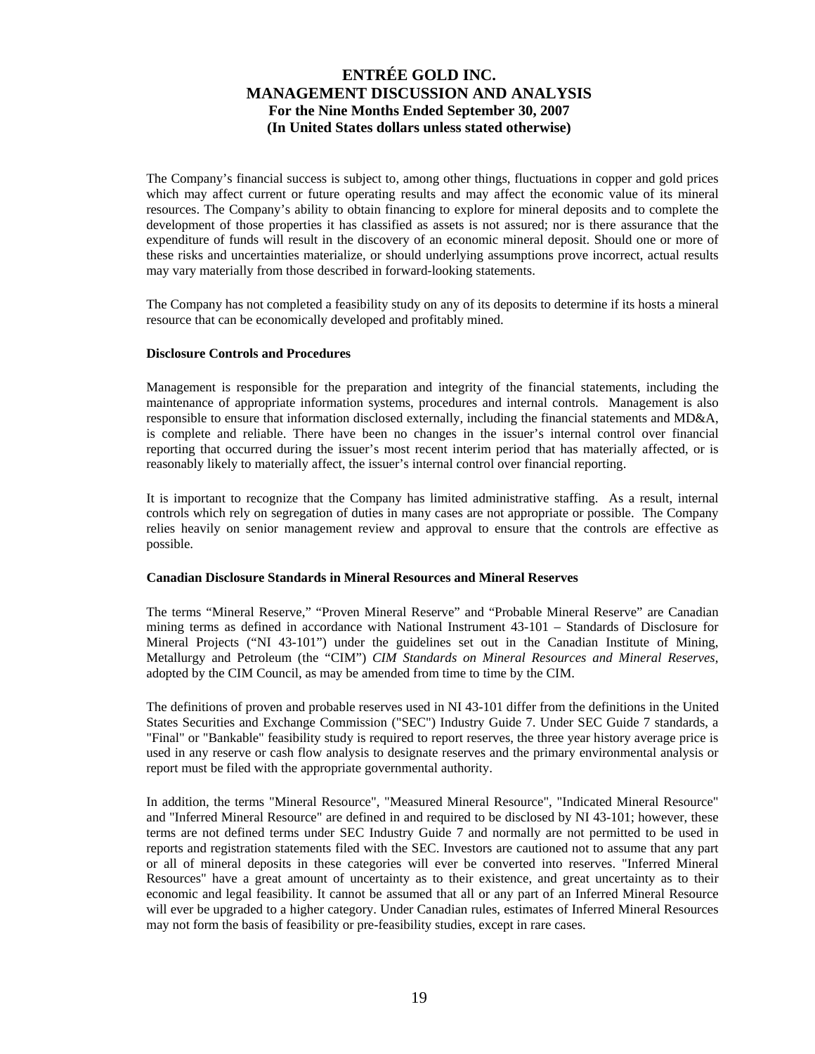The Company's financial success is subject to, among other things, fluctuations in copper and gold prices which may affect current or future operating results and may affect the economic value of its mineral resources. The Company's ability to obtain financing to explore for mineral deposits and to complete the development of those properties it has classified as assets is not assured; nor is there assurance that the expenditure of funds will result in the discovery of an economic mineral deposit. Should one or more of these risks and uncertainties materialize, or should underlying assumptions prove incorrect, actual results may vary materially from those described in forward-looking statements.

The Company has not completed a feasibility study on any of its deposits to determine if its hosts a mineral resource that can be economically developed and profitably mined.

**Disclosure Controls and Procedures**

Management is responsible for the preparation and integrity of the financial statements, including the maintenance of appropriate information systems, procedures and internal controls. Management is also responsible to ensure that information disclosed externally, including the financial statements and MD&A, is complete and reliable. There have been no changes in the issuer's internal control over financial reporting that occurred during the issuer's most recent interim period that has materially affected, or is reasonably likely to materially affect, the issuer's internal control over financial reporting.

It is important to recognize that the Company has limited administrative staffing. As a result, internal controls which rely on segregation of duties in many cases are not appropriate or possible. The Company relies heavily on senior management review and approval to ensure that the controls are effective as possible.

**Canadian Disclosure Standards in Mineral Resources and Mineral Reserves**

The terms "Mineral Reserve," "Proven Mineral Reserve" and "Probable Mineral Reserve" are Canadian mining terms as defined in accordance with National Instrument 43-101 – Standards of Disclosure for Mineral Projects ("NI 43-101") under the guidelines set out in the Canadian Institute of Mining, Metallurgy and Petroleum (the "CIM") *CIM Standards on Mineral Resources and Mineral Reserves*, adopted by the CIM Council, as may be amended from time to time by the CIM.

The definitions of proven and probable reserves used in NI 43-101 differ from the definitions in the United States Securities and Exchange Commission ("SEC") Industry Guide 7. Under SEC Guide 7 standards, a "Final" or "Bankable" feasibility study is required to report reserves, the three year history average price is used in any reserve or cash flow analysis to designate reserves and the primary environmental analysis or report must be filed with the appropriate governmental authority.

In addition, the terms "Mineral Resource", "Measured Mineral Resource", "Indicated Mineral Resource" and "Inferred Mineral Resource" are defined in and required to be disclosed by NI 43-101; however, these terms are not defined terms under SEC Industry Guide 7 and normally are not permitted to be used in reports and registration statements filed with the SEC. Investors are cautioned not to assume that any part or all of mineral deposits in these categories will ever be converted into reserves. "Inferred Mineral Resources" have a great amount of uncertainty as to their existence, and great uncertainty as to their economic and legal feasibility. It cannot be assumed that all or any part of an Inferred Mineral Resource will ever be upgraded to a higher category. Under Canadian rules, estimates of Inferred Mineral Resources may not form the basis of feasibility or pre-feasibility studies, except in rare cases.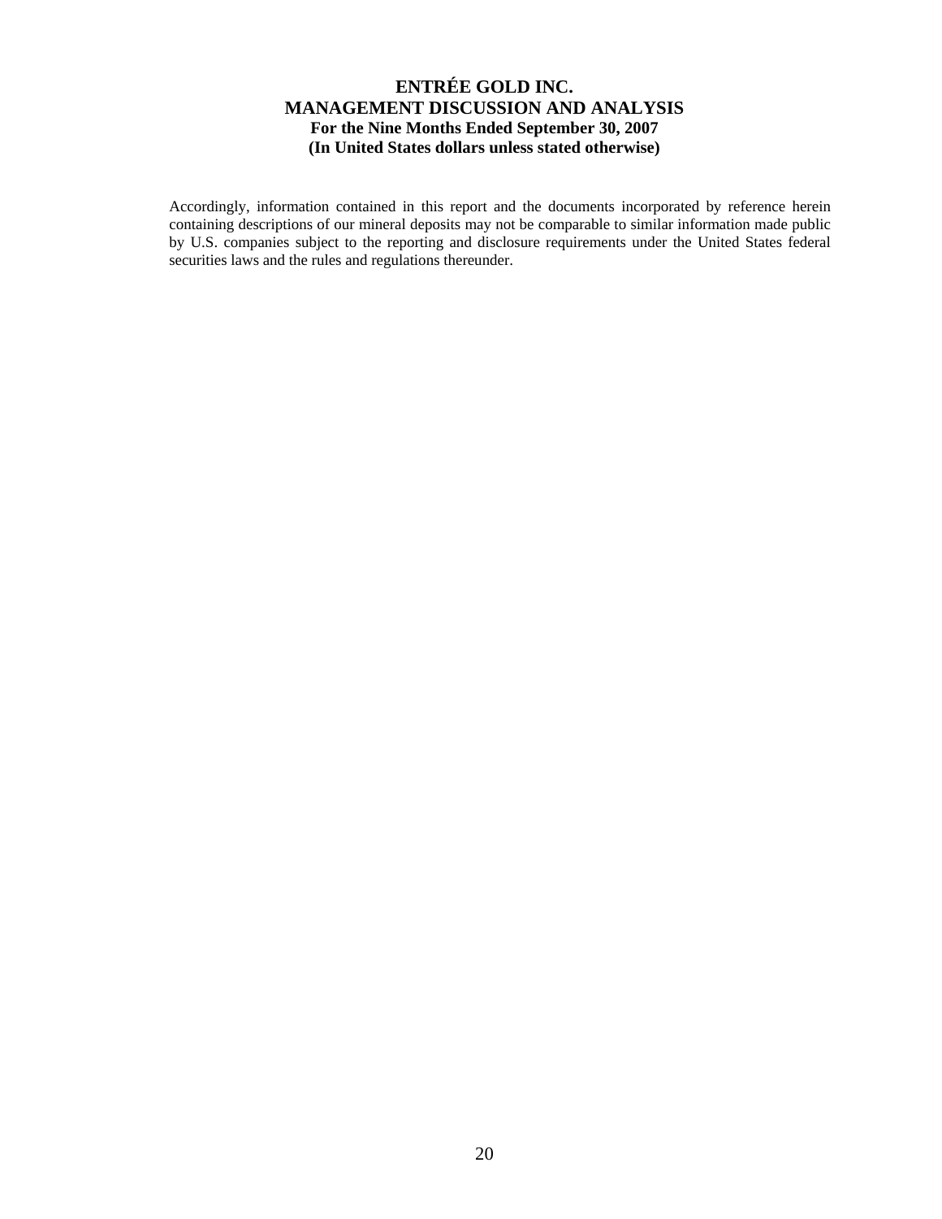Accordingly, information contained in this report and the documents incorporated by reference herein containing descriptions of our mineral deposits may not be comparable to similar information made public by U.S. companies subject to the reporting and disclosure requirements under the United States federal securities laws and the rules and regulations thereunder.